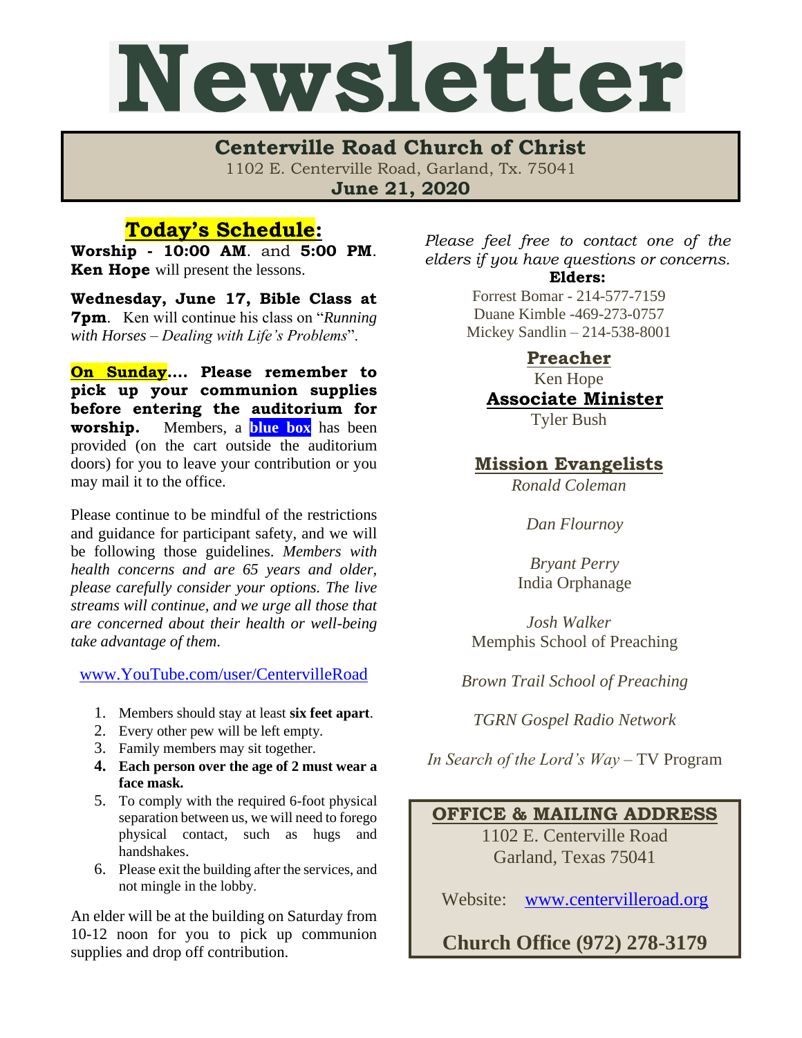# Newsletter

## Centerville Road Church of Christ

1102 E. Centerville Road, Garland, Tx. 75041

**June 21, 2020**

## Today's Schedule:

**Worship - 10:00 AM**. and **5:00 PM**. **Ken Hope** will present the lessons.

**Wednesday, June 17, Bible Class at 7pm**. Ken will continue his class on "*Running with Horses – Dealing with Life's Problems*".

**On Sunday.... Please remember to pick up your communion supplies before entering the auditorium for worship.** Members, a **blue box** has been provided (on the cart outside the auditorium doors) for you to leave your contribution or you may mail it to the office.

Please continue to be mindful of the restrictions and guidance for participant safety, and we will be following those guidelines. *Members with health concerns and are 65 years and older, please carefully consider your options. The live streams will continue, and we urge all those that are concerned about their health or well-being take advantage of them.*

www.YouTube.com/user/CentervilleRoad

1. Members should stay at least **six feet apart**.
2. Every other pew will be left empty.
3. Family members may sit together.
4. **Each person over the age of 2 must wear a face mask.**
5. To comply with the required 6-foot physical separation between us, we will need to forego physical contact, such as hugs and handshakes.
6. Please exit the building after the services, and not mingle in the lobby.

An elder will be at the building on Saturday from 10-12 noon for you to pick up communion supplies and drop off contribution.

*Please feel free to contact one of the elders if you have questions or concerns.*

**Elders:**

Forrest Bomar - 214-577-7159
Duane Kimble -469-273-0757
Mickey Sandlin – 214-538-8001

### Preacher

Ken Hope

### Associate Minister

Tyler Bush

### Mission Evangelists

*Ronald Coleman*

*Dan Flournoy*

*Bryant Perry*
India Orphanage

*Josh Walker*
Memphis School of Preaching

*Brown Trail School of Preaching*

*TGRN Gospel Radio Network*

*In Search of the Lord's Way* – TV Program

### OFFICE & MAILING ADDRESS

1102 E. Centerville Road
Garland, Texas 75041

Website: www.centervilleroad.org

**Church Office (972) 278-3179**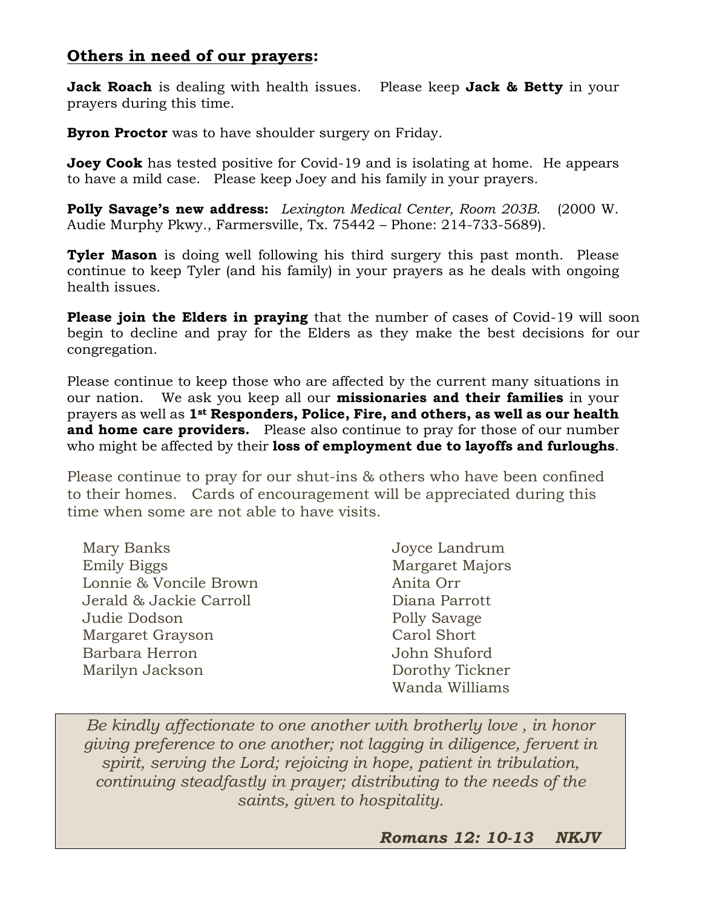## **<u>Others in need of our prayers</u>:**

**Jack Roach** is dealing with health issues. Please keep **Jack & Betty** in your prayers during this time.

**Byron Proctor** was to have shoulder surgery on Friday.

**Joey Cook** has tested positive for Covid-19 and is isolating at home. He appears to have a mild case. Please keep Joey and his family in your prayers.

**Polly Savage's new address:** *Lexington Medical Center, Room 203B.* (2000 W. Audie Murphy Pkwy., Farmersville, Tx. 75442 – Phone: 214-733-5689).

**Tyler Mason** is doing well following his third surgery this past month. Please continue to keep Tyler (and his family) in your prayers as he deals with ongoing health issues.

**Please join the Elders in praying** that the number of cases of Covid-19 will soon begin to decline and pray for the Elders as they make the best decisions for our congregation.

Please continue to keep those who are affected by the current many situations in our nation. We ask you keep all our **missionaries and their families** in your prayers as well as **1st Responders, Police, Fire, and others, as well as our health and home care providers.** Please also continue to pray for those of our number who might be affected by their **loss of employment due to layoffs and furloughs**.

Please continue to pray for our shut-ins & others who have been confined to their homes. Cards of encouragement will be appreciated during this time when some are not able to have visits.

- Mary Banks
- Emily Biggs
- Lonnie & Voncile Brown
- Jerald & Jackie Carroll
- Judie Dodson
- Margaret Grayson
- Barbara Herron
- Marilyn Jackson
- Joyce Landrum
- Margaret Majors
- Anita Orr
- Diana Parrott
- Polly Savage
- Carol Short
- John Shuford
- Dorothy Tickner
- Wanda Williams

*Be kindly affectionate to one another with brotherly love , in honor giving preference to one another; not lagging in diligence, fervent in spirit, serving the Lord; rejoicing in hope, patient in tribulation, continuing steadfastly in prayer; distributing to the needs of the saints, given to hospitality.*

***Romans 12: 10-13 NKJV***